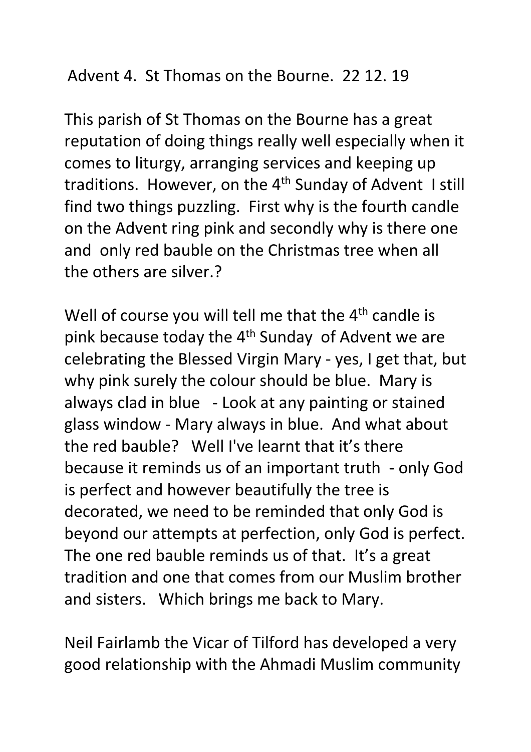Advent 4. St Thomas on the Bourne. 22 12. 19

This parish of St Thomas on the Bourne has a great reputation of doing things really well especially when it comes to liturgy, arranging services and keeping up traditions. However, on the 4th Sunday of Advent I still find two things puzzling. First why is the fourth candle on the Advent ring pink and secondly why is there one and only red bauble on the Christmas tree when all the others are silver.?

Well of course you will tell me that the 4th candle is pink because today the 4th Sunday of Advent we are celebrating the Blessed Virgin Mary - yes, I get that, but why pink surely the colour should be blue. Mary is always clad in blue - Look at any painting or stained glass window - Mary always in blue. And what about the red bauble? Well I've learnt that it's there because it reminds us of an important truth - only God is perfect and however beautifully the tree is decorated, we need to be reminded that only God is beyond our attempts at perfection, only God is perfect. The one red bauble reminds us of that. It's a great tradition and one that comes from our Muslim brother and sisters. Which brings me back to Mary.

Neil Fairlamb the Vicar of Tilford has developed a very good relationship with the Ahmadi Muslim community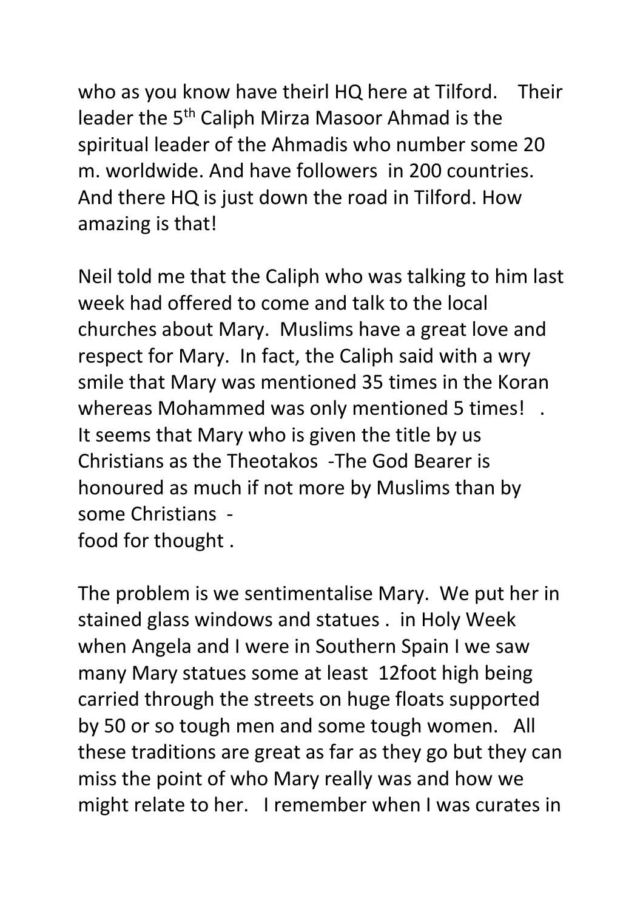who as you know have theirl HQ here at Tilford. Their leader the 5th Caliph Mirza Masoor Ahmad is the spiritual leader of the Ahmadis who number some 20 m. worldwide. And have followers in 200 countries. And there HQ is just down the road in Tilford. How amazing is that!

Neil told me that the Caliph who was talking to him last week had offered to come and talk to the local churches about Mary. Muslims have a great love and respect for Mary. In fact, the Caliph said with a wry smile that Mary was mentioned 35 times in the Koran whereas Mohammed was only mentioned 5 times! . It seems that Mary who is given the title by us Christians as the Theotakos -The God Bearer is honoured as much if not more by Muslims than by some Christians -
food for thought .

The problem is we sentimentalise Mary. We put her in stained glass windows and statues . in Holy Week when Angela and I were in Southern Spain I we saw many Mary statues some at least 12foot high being carried through the streets on huge floats supported by 50 or so tough men and some tough women. All these traditions are great as far as they go but they can miss the point of who Mary really was and how we might relate to her. I remember when I was curates in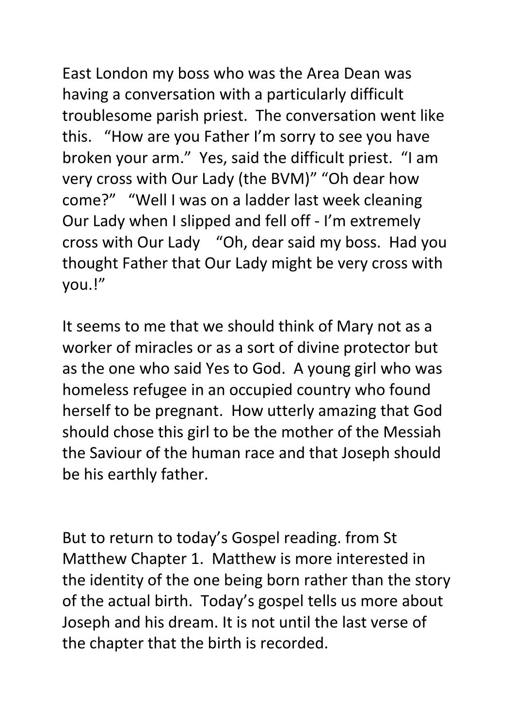East London my boss who was the Area Dean was having a conversation with a particularly difficult troublesome parish priest. The conversation went like this. "How are you Father I'm sorry to see you have broken your arm." Yes, said the difficult priest. "I am very cross with Our Lady (the BVM)" "Oh dear how come?" "Well I was on a ladder last week cleaning Our Lady when I slipped and fell off - I'm extremely cross with Our Lady "Oh, dear said my boss. Had you thought Father that Our Lady might be very cross with you.!"

It seems to me that we should think of Mary not as a worker of miracles or as a sort of divine protector but as the one who said Yes to God. A young girl who was homeless refugee in an occupied country who found herself to be pregnant. How utterly amazing that God should chose this girl to be the mother of the Messiah the Saviour of the human race and that Joseph should be his earthly father.

But to return to today's Gospel reading. from St Matthew Chapter 1. Matthew is more interested in the identity of the one being born rather than the story of the actual birth. Today's gospel tells us more about Joseph and his dream. It is not until the last verse of the chapter that the birth is recorded.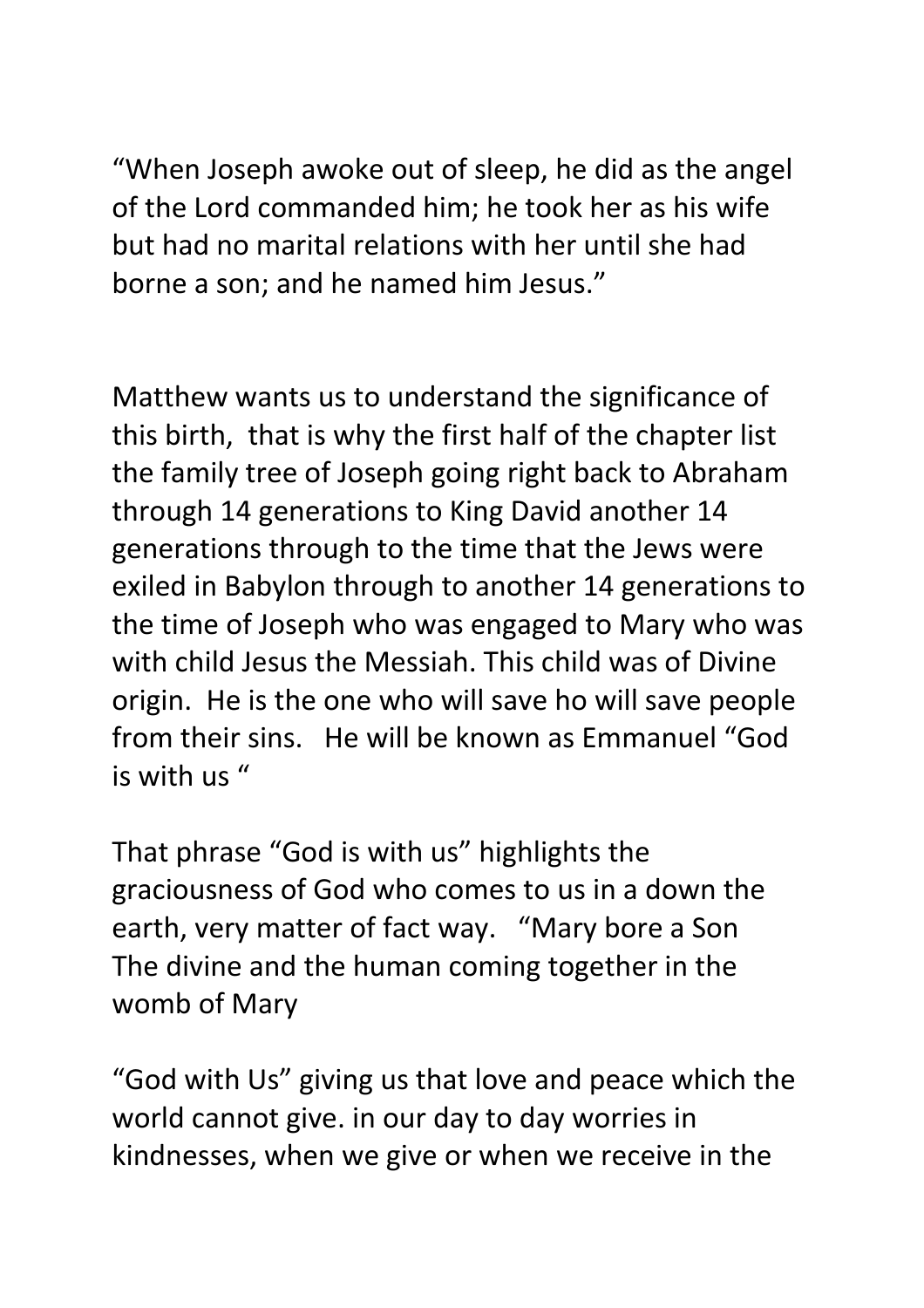“When Joseph awoke out of sleep, he did as the angel of the Lord commanded him; he took her as his wife but had no marital relations with her until she had borne a son; and he named him Jesus.”

Matthew wants us to understand the significance of this birth, that is why the first half of the chapter list the family tree of Joseph going right back to Abraham through 14 generations to King David another 14 generations through to the time that the Jews were exiled in Babylon through to another 14 generations to the time of Joseph who was engaged to Mary who was with child Jesus the Messiah. This child was of Divine origin. He is the one who will save ho will save people from their sins. He will be known as Emmanuel “God is with us “

That phrase “God is with us” highlights the graciousness of God who comes to us in a down the earth, very matter of fact way. “Mary bore a Son The divine and the human coming together in the womb of Mary

“God with Us” giving us that love and peace which the world cannot give. in our day to day worries in kindnesses, when we give or when we receive in the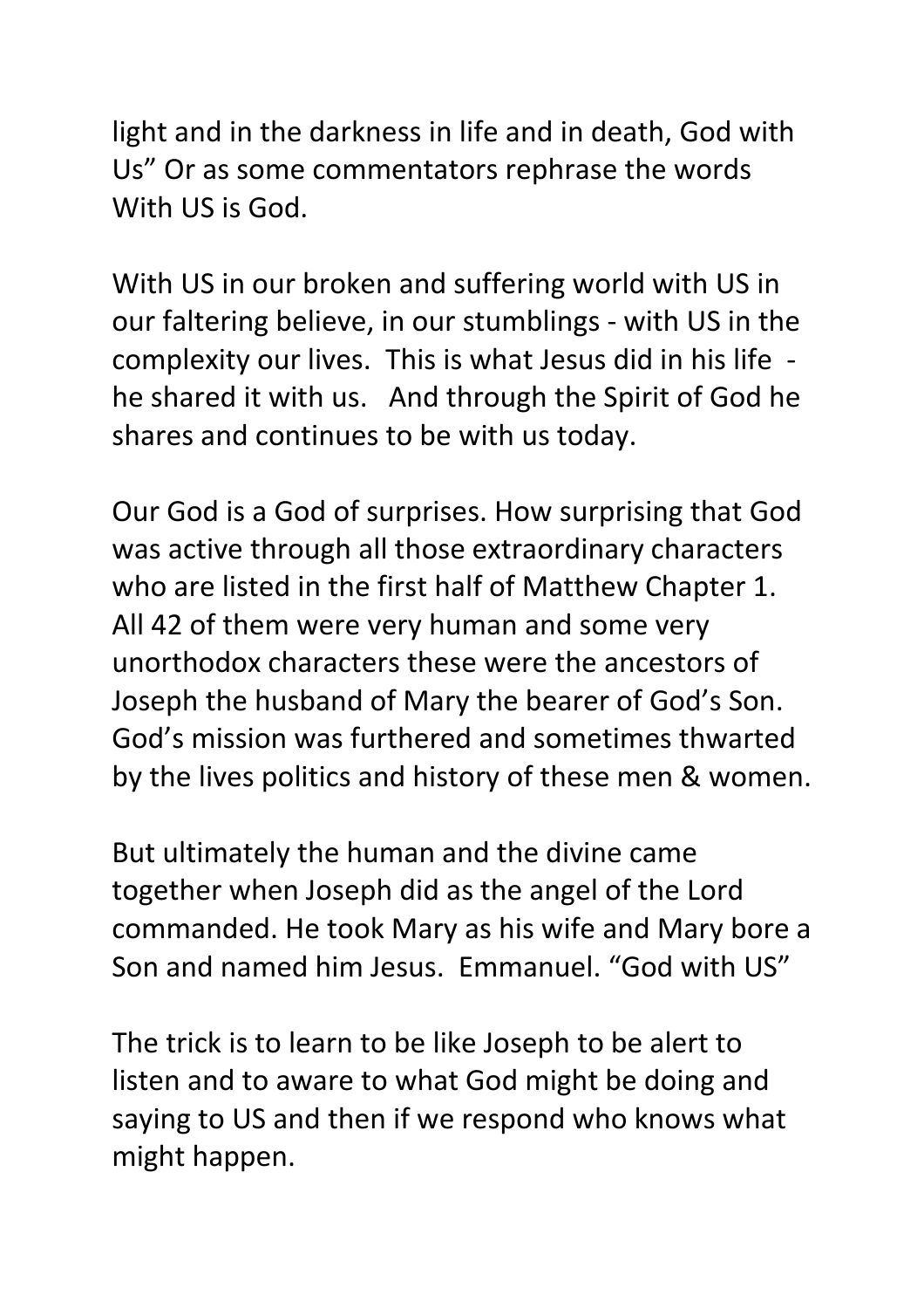light and in the darkness in life and in death, God with Us" Or as some commentators rephrase the words With US is God.

With US in our broken and suffering world with US in our faltering believe, in our stumblings - with US in the complexity our lives. This is what Jesus did in his life - he shared it with us. And through the Spirit of God he shares and continues to be with us today.

Our God is a God of surprises. How surprising that God was active through all those extraordinary characters who are listed in the first half of Matthew Chapter 1. All 42 of them were very human and some very unorthodox characters these were the ancestors of Joseph the husband of Mary the bearer of God's Son. God's mission was furthered and sometimes thwarted by the lives politics and history of these men & women.

But ultimately the human and the divine came together when Joseph did as the angel of the Lord commanded. He took Mary as his wife and Mary bore a Son and named him Jesus. Emmanuel. "God with US"

The trick is to learn to be like Joseph to be alert to listen and to aware to what God might be doing and saying to US and then if we respond who knows what might happen.